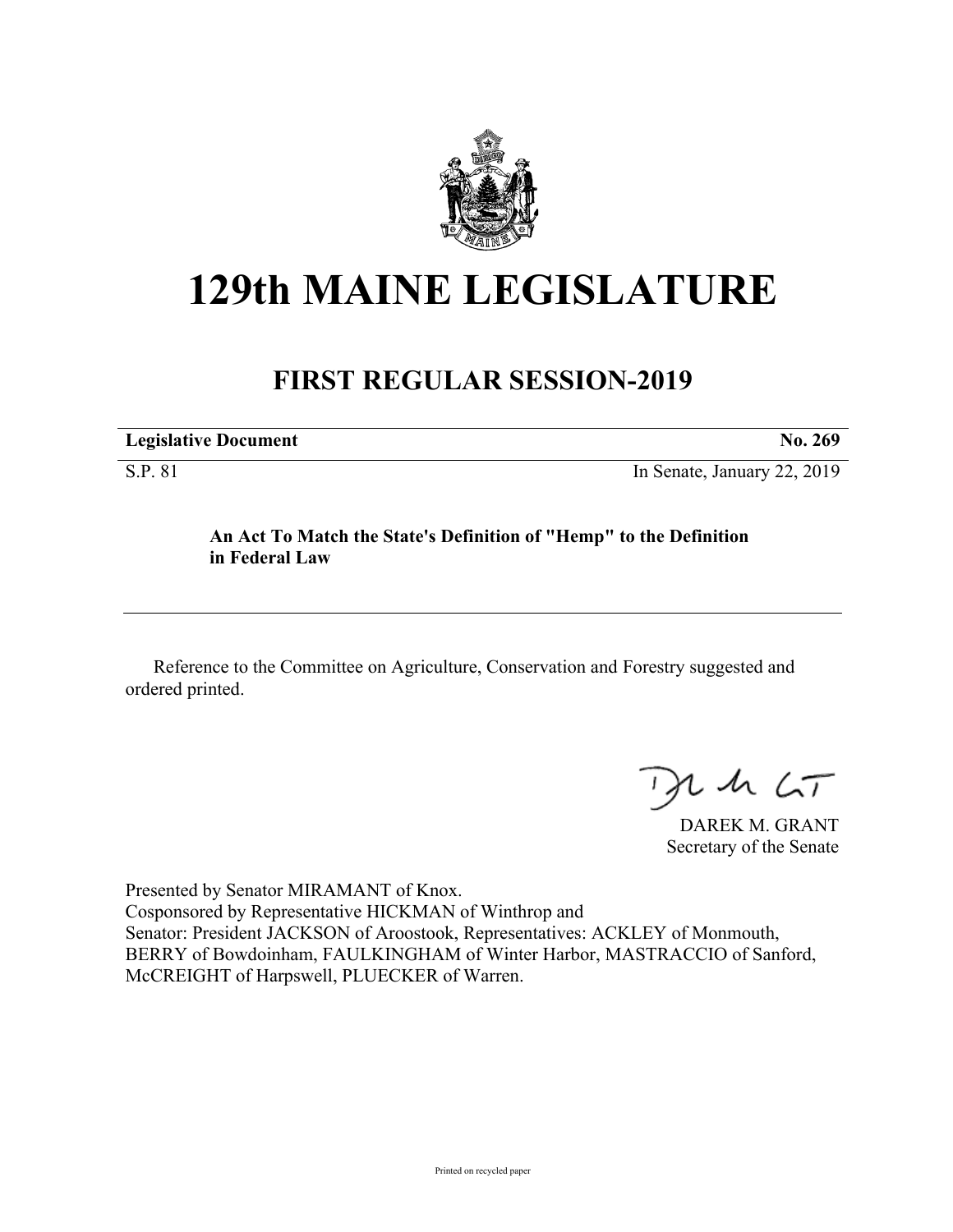# 129th MAINE LEGISLATURE

## FIRST REGULAR SESSION-2019

| **Legislative Document** | **No. 269** |
|---|---|
| S.P. 81 | In Senate, January 22, 2019 |

**An Act To Match the State's Definition of "Hemp" to the Definition in Federal Law**

Reference to the Committee on Agriculture, Conservation and Forestry suggested and ordered printed.

DAREK M. GRANT
Secretary of the Senate

Presented by Senator MIRAMANT of Knox.
Cosponsored by Representative HICKMAN of Winthrop and
Senator: President JACKSON of Aroostook, Representatives: ACKLEY of Monmouth, BERRY of Bowdoinham, FAULKINGHAM of Winter Harbor, MASTRACCIO of Sanford, McCREIGHT of Harpswell, PLUECKER of Warren.

Printed on recycled paper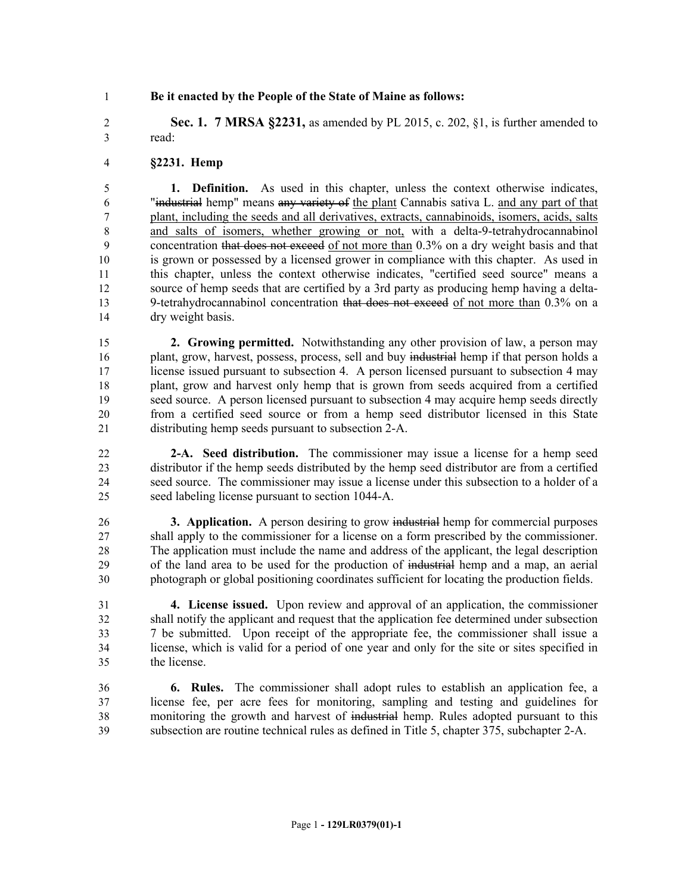**Be it enacted by the People of the State of Maine as follows:**

**Sec. 1. 7 MRSA §2231,** as amended by PL 2015, c. 202, §1, is further amended to read:

**§2231. Hemp**

**1. Definition.** As used in this chapter, unless the context otherwise indicates, "~~industrial~~ hemp" means ~~any variety of~~ <u>the plant</u> Cannabis sativa L. <u>and any part of that plant, including the seeds and all derivatives, extracts, cannabinoids, isomers, acids, salts and salts of isomers, whether growing or not,</u> with a delta-9-tetrahydrocannabinol concentration ~~that does not exceed~~ <u>of not more than</u> 0.3% on a dry weight basis and that is grown or possessed by a licensed grower in compliance with this chapter. As used in this chapter, unless the context otherwise indicates, "certified seed source" means a source of hemp seeds that are certified by a 3rd party as producing hemp having a delta-9-tetrahydrocannabinol concentration ~~that does not exceed~~ <u>of not more than</u> 0.3% on a dry weight basis.

**2. Growing permitted.** Notwithstanding any other provision of law, a person may plant, grow, harvest, possess, process, sell and buy ~~industrial~~ hemp if that person holds a license issued pursuant to subsection 4. A person licensed pursuant to subsection 4 may plant, grow and harvest only hemp that is grown from seeds acquired from a certified seed source. A person licensed pursuant to subsection 4 may acquire hemp seeds directly from a certified seed source or from a hemp seed distributor licensed in this State distributing hemp seeds pursuant to subsection 2-A.

**2-A. Seed distribution.** The commissioner may issue a license for a hemp seed distributor if the hemp seeds distributed by the hemp seed distributor are from a certified seed source. The commissioner may issue a license under this subsection to a holder of a seed labeling license pursuant to section 1044-A.

**3. Application.** A person desiring to grow ~~industrial~~ hemp for commercial purposes shall apply to the commissioner for a license on a form prescribed by the commissioner. The application must include the name and address of the applicant, the legal description of the land area to be used for the production of ~~industrial~~ hemp and a map, an aerial photograph or global positioning coordinates sufficient for locating the production fields.

**4. License issued.** Upon review and approval of an application, the commissioner shall notify the applicant and request that the application fee determined under subsection 7 be submitted. Upon receipt of the appropriate fee, the commissioner shall issue a license, which is valid for a period of one year and only for the site or sites specified in the license.

**6. Rules.** The commissioner shall adopt rules to establish an application fee, a license fee, per acre fees for monitoring, sampling and testing and guidelines for monitoring the growth and harvest of ~~industrial~~ hemp. Rules adopted pursuant to this subsection are routine technical rules as defined in Title 5, chapter 375, subchapter 2-A.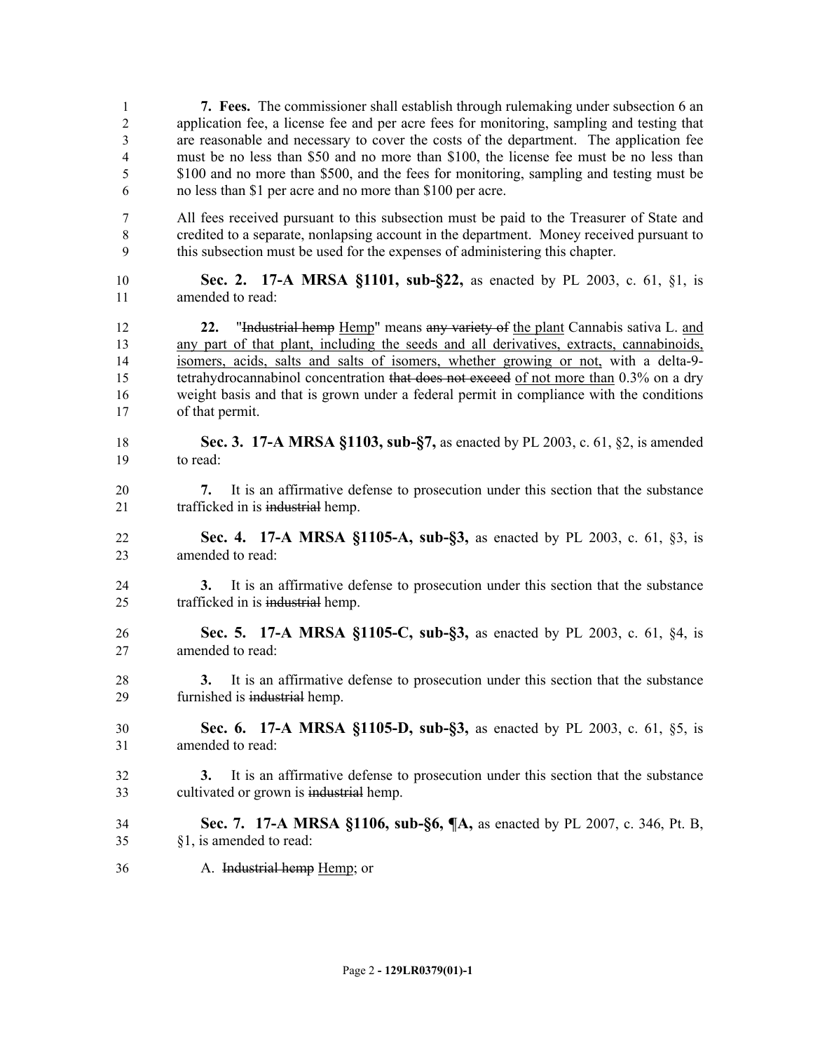**7. Fees.** The commissioner shall establish through rulemaking under subsection 6 an application fee, a license fee and per acre fees for monitoring, sampling and testing that are reasonable and necessary to cover the costs of the department. The application fee must be no less than $50 and no more than $100, the license fee must be no less than $100 and no more than $500, and the fees for monitoring, sampling and testing must be no less than $1 per acre and no more than $100 per acre.

All fees received pursuant to this subsection must be paid to the Treasurer of State and credited to a separate, nonlapsing account in the department. Money received pursuant to this subsection must be used for the expenses of administering this chapter.

**Sec. 2. 17-A MRSA §1101, sub-§22,** as enacted by PL 2003, c. 61, §1, is amended to read:

**22.** "~~Industrial hemp~~ Hemp" means ~~any variety of~~ the plant Cannabis sativa L. and any part of that plant, including the seeds and all derivatives, extracts, cannabinoids, isomers, acids, salts and salts of isomers, whether growing or not, with a delta-9-tetrahydrocannabinol concentration ~~that does not exceed~~ of not more than 0.3% on a dry weight basis and that is grown under a federal permit in compliance with the conditions of that permit.

**Sec. 3. 17-A MRSA §1103, sub-§7,** as enacted by PL 2003, c. 61, §2, is amended to read:

**7.** It is an affirmative defense to prosecution under this section that the substance trafficked in is ~~industrial~~ hemp.

**Sec. 4. 17-A MRSA §1105-A, sub-§3,** as enacted by PL 2003, c. 61, §3, is amended to read:

**3.** It is an affirmative defense to prosecution under this section that the substance trafficked in is ~~industrial~~ hemp.

**Sec. 5. 17-A MRSA §1105-C, sub-§3,** as enacted by PL 2003, c. 61, §4, is amended to read:

**3.** It is an affirmative defense to prosecution under this section that the substance furnished is ~~industrial~~ hemp.

**Sec. 6. 17-A MRSA §1105-D, sub-§3,** as enacted by PL 2003, c. 61, §5, is amended to read:

**3.** It is an affirmative defense to prosecution under this section that the substance cultivated or grown is ~~industrial~~ hemp.

**Sec. 7. 17-A MRSA §1106, sub-§6, ¶A,** as enacted by PL 2007, c. 346, Pt. B, §1, is amended to read:

A. ~~Industrial hemp~~ Hemp; or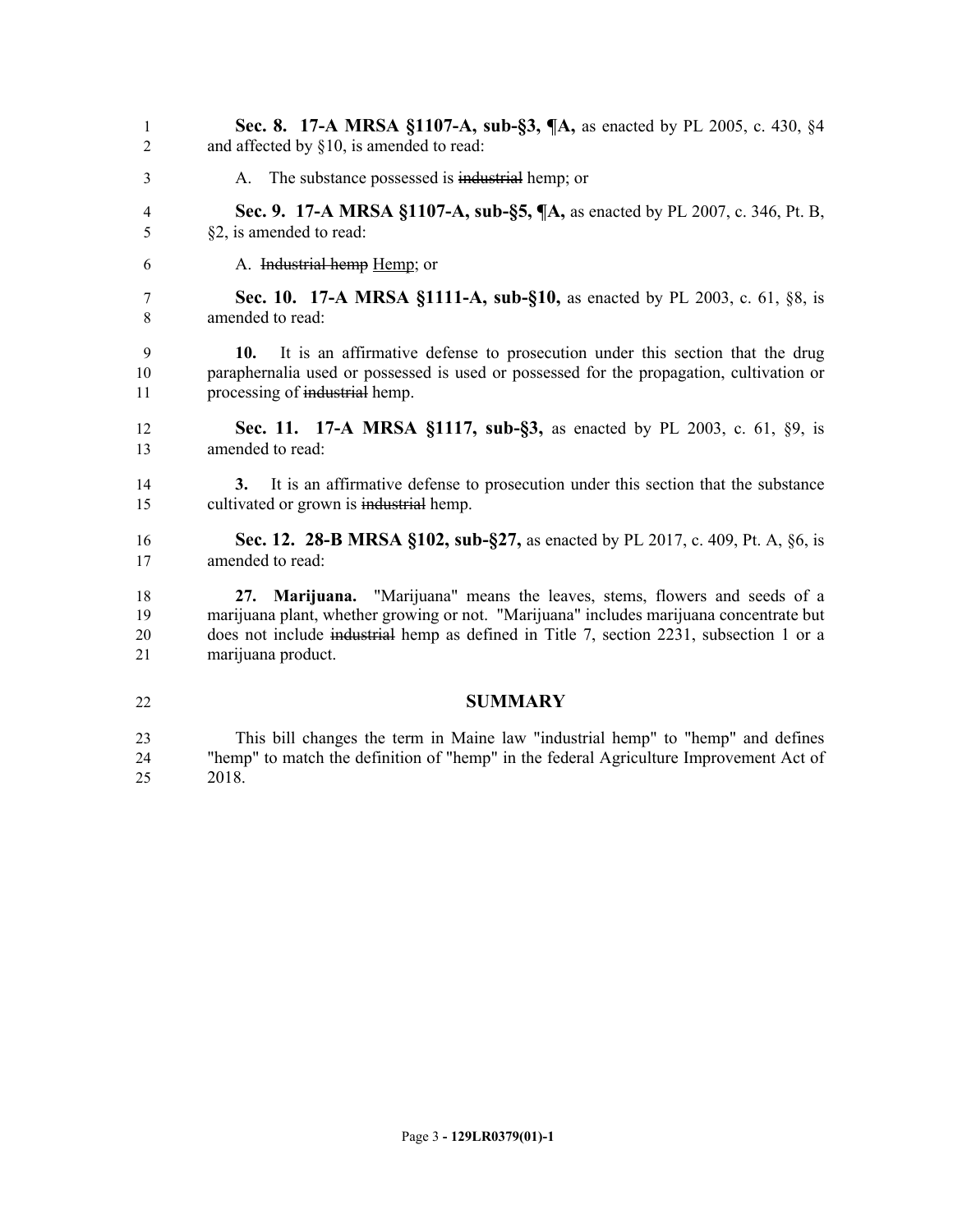**Sec. 8. 17-A MRSA §1107-A, sub-§3, ¶A,** as enacted by PL 2005, c. 430, §4 and affected by §10, is amended to read:

A. The substance possessed is ~~industrial~~ hemp; or

**Sec. 9. 17-A MRSA §1107-A, sub-§5, ¶A,** as enacted by PL 2007, c. 346, Pt. B, §2, is amended to read:

A. ~~Industrial hemp~~ Hemp; or

**Sec. 10. 17-A MRSA §1111-A, sub-§10,** as enacted by PL 2003, c. 61, §8, is amended to read:

**10.** It is an affirmative defense to prosecution under this section that the drug paraphernalia used or possessed is used or possessed for the propagation, cultivation or processing of ~~industrial~~ hemp.

**Sec. 11. 17-A MRSA §1117, sub-§3,** as enacted by PL 2003, c. 61, §9, is amended to read:

**3.** It is an affirmative defense to prosecution under this section that the substance cultivated or grown is ~~industrial~~ hemp.

**Sec. 12. 28-B MRSA §102, sub-§27,** as enacted by PL 2017, c. 409, Pt. A, §6, is amended to read:

**27. Marijuana.** "Marijuana" means the leaves, stems, flowers and seeds of a marijuana plant, whether growing or not. "Marijuana" includes marijuana concentrate but does not include ~~industrial~~ hemp as defined in Title 7, section 2231, subsection 1 or a marijuana product.

## SUMMARY

This bill changes the term in Maine law "industrial hemp" to "hemp" and defines "hemp" to match the definition of "hemp" in the federal Agriculture Improvement Act of 2018.